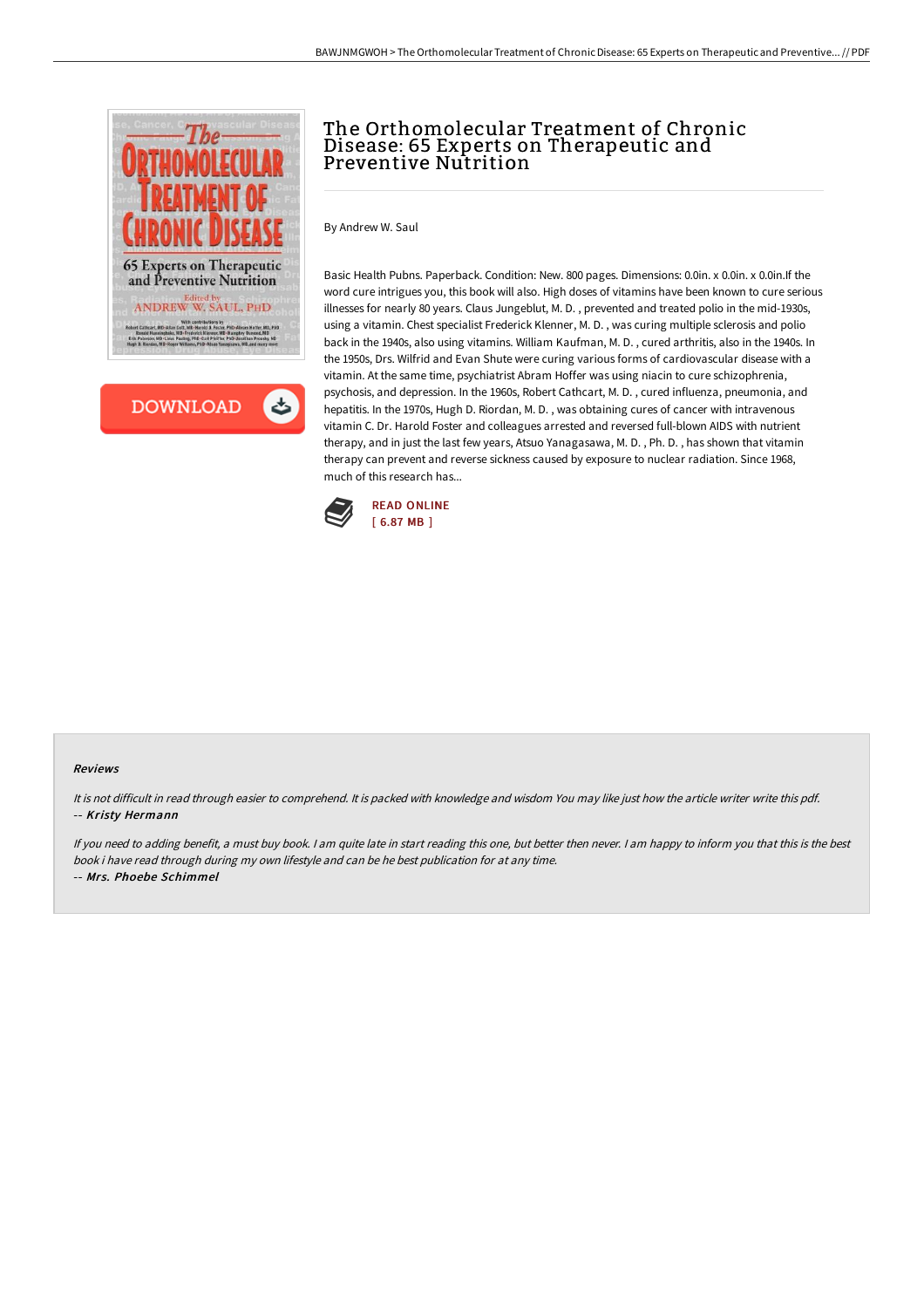# The Orthomolecular Treatment of Chronic Disease: 65 Experts on Therapeutic and Preventive Nutrition

By Andrew W. Saul

Basic Health Pubns. Paperback. Condition: New. 800 pages. Dimensions: 0.0in. x 0.0in. x 0.0in.If the word cure intrigues you, this book will also. High doses of vitamins have been known to cure serious illnesses for nearly 80 years. Claus Jungeblut, M. D. , prevented and treated polio in the mid-1930s, using a vitamin. Chest specialist Frederick Klenner, M. D. , was curing multiple sclerosis and polio back in the 1940s, also using vitamins. William Kaufman, M. D. , cured arthritis, also in the 1940s. In the 1950s, Drs. Wilfrid and Evan Shute were curing various forms of cardiovascular disease with a vitamin. At the same time, psychiatrist Abram Hoffer was using niacin to cure schizophrenia, psychosis, and depression. In the 1960s, Robert Cathcart, M. D. , cured influenza, pneumonia, and hepatitis. In the 1970s, Hugh D. Riordan, M. D. , was obtaining cures of cancer with intravenous vitamin C. Dr. Harold Foster and colleagues arrested and reversed full-blown AIDS with nutrient therapy, and in just the last few years, Atsuo Yanagasawa, M. D. , Ph. D. , has shown that vitamin therapy can prevent and reverse sickness caused by exposure to nuclear radiation. Since 1968, much of this research has...

READ ONLINE
[ 6.87 MB ]

#### Reviews

*It is not difficult in read through easier to comprehend. It is packed with knowledge and wisdom You may like just how the article writer write this pdf.*
-- ***Kristy Hermann***

*If you need to adding benefit, a must buy book. I am quite late in start reading this one, but better then never. I am happy to inform you that this is the best book i have read through during my own lifestyle and can be he best publication for at any time.*
-- ***Mrs. Phoebe Schimmel***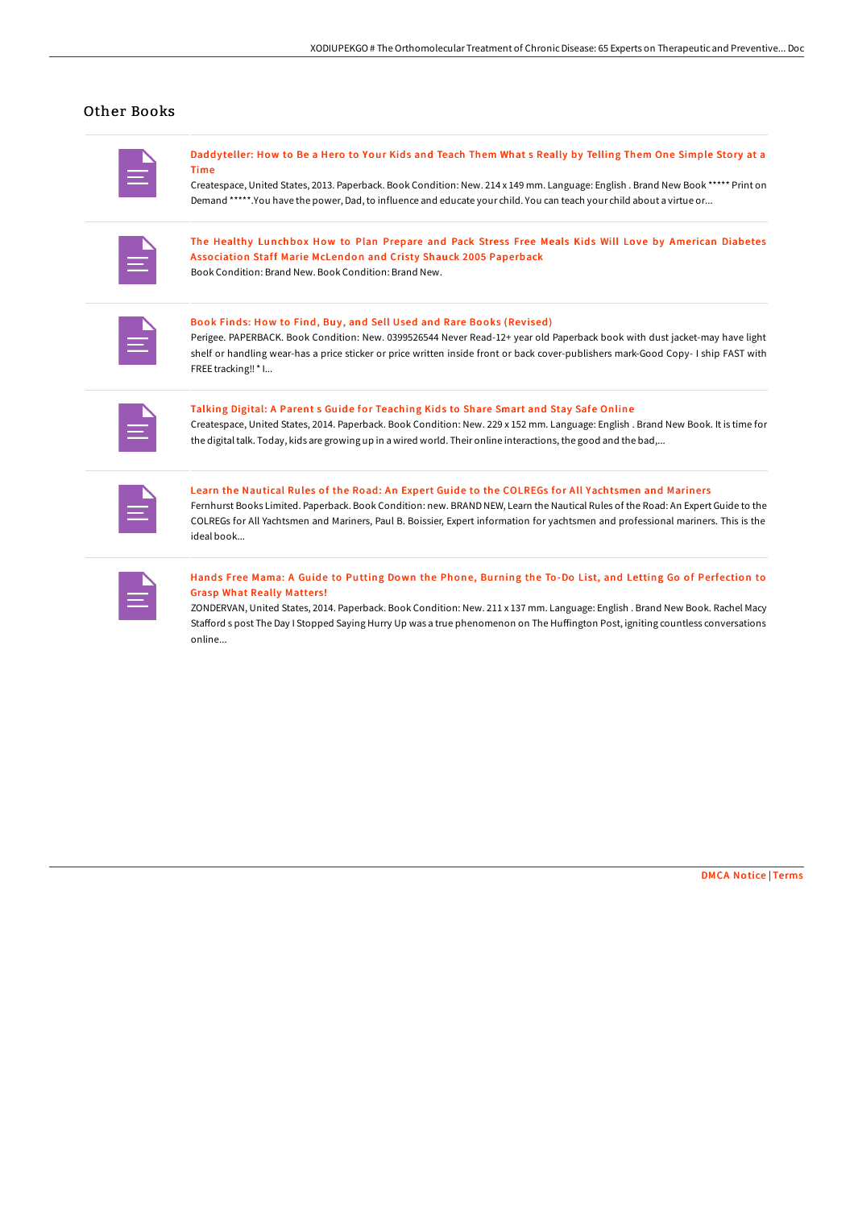## Other Books

**Daddyteller: How to Be a Hero to Your Kids and Teach Them What s Really by Telling Them One Simple Story at a Time**

Createspace, United States, 2013. Paperback. Book Condition: New. 214 x 149 mm. Language: English . Brand New Book ***** Print on Demand *****.You have the power, Dad, to influence and educate your child. You can teach your child about a virtue or...

**The Healthy Lunchbox How to Plan Prepare and Pack Stress Free Meals Kids Will Love by American Diabetes Association Staff Marie McLendon and Cristy Shauck 2005 Paperback**

Book Condition: Brand New. Book Condition: Brand New.

**Book Finds: How to Find, Buy, and Sell Used and Rare Books (Revised)**

Perigee. PAPERBACK. Book Condition: New. 0399526544 Never Read-12+ year old Paperback book with dust jacket-may have light shelf or handling wear-has a price sticker or price written inside front or back cover-publishers mark-Good Copy- I ship FAST with FREE tracking!! * I...

**Talking Digital: A Parent s Guide for Teaching Kids to Share Smart and Stay Safe Online**

Createspace, United States, 2014. Paperback. Book Condition: New. 229 x 152 mm. Language: English . Brand New Book. It is time for the digital talk. Today, kids are growing up in a wired world. Their online interactions, the good and the bad,...

**Learn the Nautical Rules of the Road: An Expert Guide to the COLREGs for All Yachtsmen and Mariners**

Fernhurst Books Limited. Paperback. Book Condition: new. BRAND NEW, Learn the Nautical Rules of the Road: An Expert Guide to the COLREGs for All Yachtsmen and Mariners, Paul B. Boissier, Expert information for yachtsmen and professional mariners. This is the ideal book...

**Hands Free Mama: A Guide to Putting Down the Phone, Burning the To-Do List, and Letting Go of Perfection to Grasp What Really Matters!**

ZONDERVAN, United States, 2014. Paperback. Book Condition: New. 211 x 137 mm. Language: English . Brand New Book. Rachel Macy Stafford s post The Day I Stopped Saying Hurry Up was a true phenomenon on The Huffington Post, igniting countless conversations online...

DMCA Notice | Terms